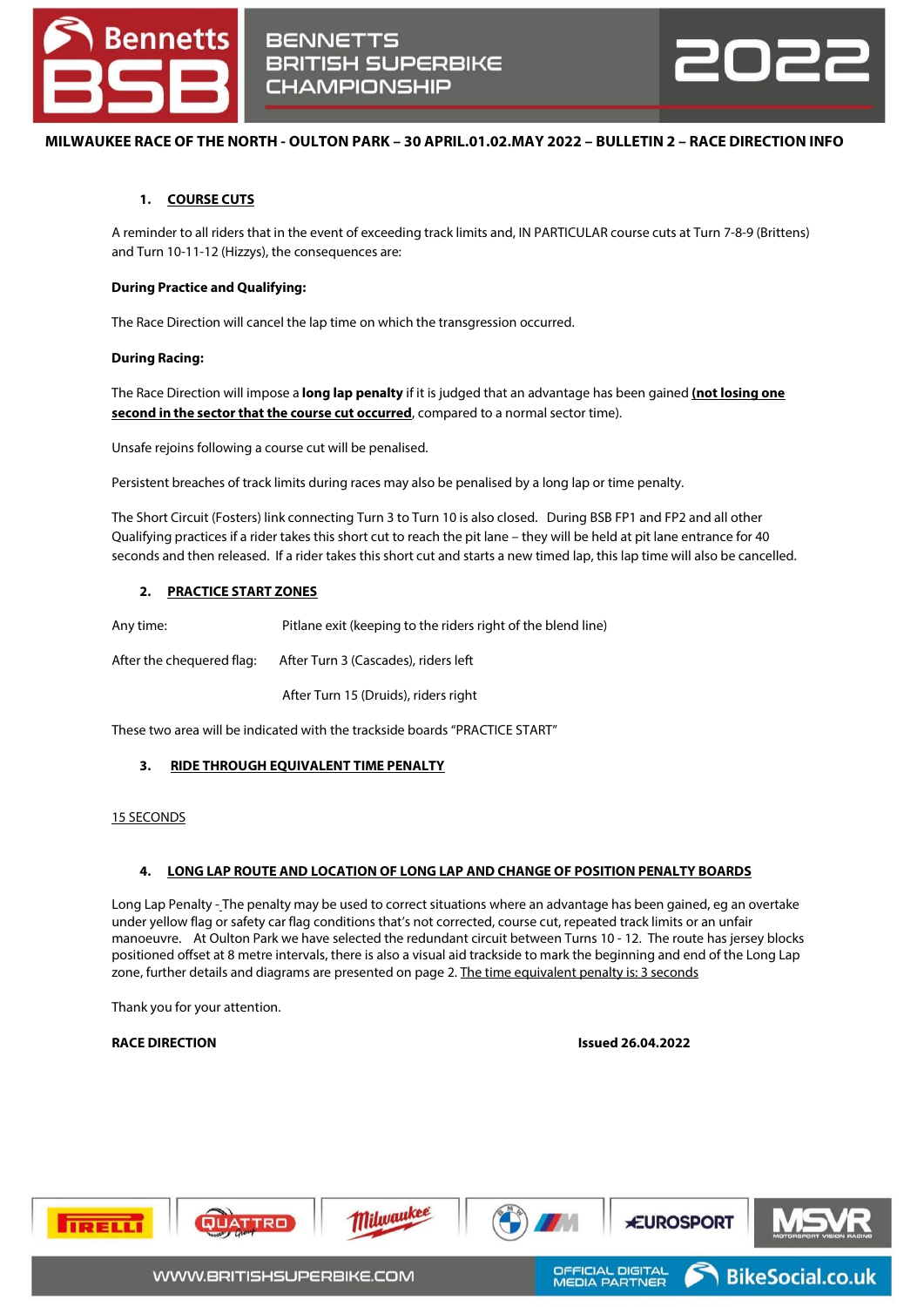# MILWAUKEE RACE OF THE NORTH - OULTON PARK – 30 APRIL.01.02.MAY 2022 – BULLETIN 2 – RACE DIRECTION INFO

## 1. COURSE CUTS

A reminder to all riders that in the event of exceeding track limits and, IN PARTICULAR course cuts at Turn 7-8-9 (Brittens) and Turn 10-11-12 (Hizzys), the consequences are:

**During Practice and Qualifying:**

The Race Direction will cancel the lap time on which the transgression occurred.

**During Racing:**

The Race Direction will impose a **long lap penalty** if it is judged that an advantage has been gained **(not losing one second in the sector that the course cut occurred**, compared to a normal sector time).

Unsafe rejoins following a course cut will be penalised.

Persistent breaches of track limits during races may also be penalised by a long lap or time penalty.

The Short Circuit (Fosters) link connecting Turn 3 to Turn 10 is also closed. During BSB FP1 and FP2 and all other Qualifying practices if a rider takes this short cut to reach the pit lane – they will be held at pit lane entrance for 40 seconds and then released. If a rider takes this short cut and starts a new timed lap, this lap time will also be cancelled.

## 2. PRACTICE START ZONES

| | |
|---|---|
| Any time: | Pitlane exit (keeping to the riders right of the blend line) |
| After the chequered flag: | After Turn 3 (Cascades), riders left |
| | After Turn 15 (Druids), riders right |

These two area will be indicated with the trackside boards "PRACTICE START"

## 3. RIDE THROUGH EQUIVALENT TIME PENALTY

15 SECONDS

## 4. LONG LAP ROUTE AND LOCATION OF LONG LAP AND CHANGE OF POSITION PENALTY BOARDS

Long Lap Penalty - The penalty may be used to correct situations where an advantage has been gained, eg an overtake under yellow flag or safety car flag conditions that's not corrected, course cut, repeated track limits or an unfair manoeuvre. At Oulton Park we have selected the redundant circuit between Turns 10 - 12. The route has jersey blocks positioned offset at 8 metre intervals, there is also a visual aid trackside to mark the beginning and end of the Long Lap zone, further details and diagrams are presented on page 2. The time equivalent penalty is: 3 seconds

Thank you for your attention.

**RACE DIRECTION** **Issued 26.04.2022**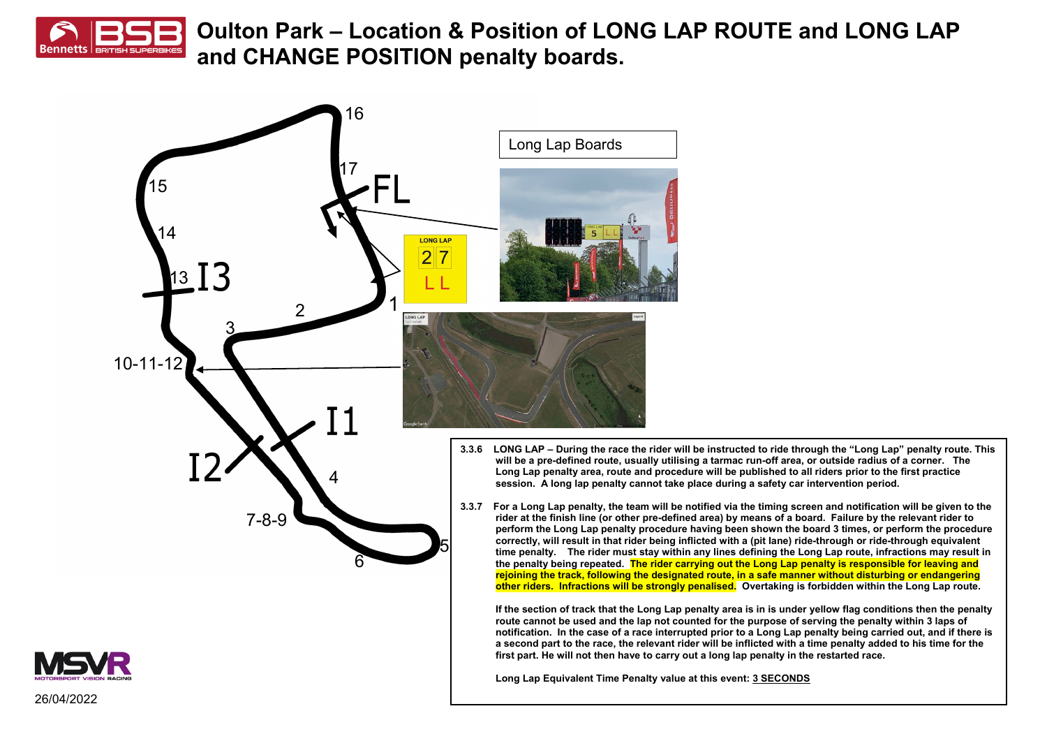# Oulton Park – Location & Position of LONG LAP ROUTE and LONG LAP and CHANGE POSITION penalty boards.

16
17
FL
15
14
13 I3
2
1
3
10-11-12
I1
I2
4
7-8-9
5
6

Long Lap Boards

LONG LAP
2 7
L L

3.3.6 LONG LAP – During the race the rider will be instructed to ride through the "Long Lap" penalty route. This will be a pre-defined route, usually utilising a tarmac run-off area, or outside radius of a corner. The Long Lap penalty area, route and procedure will be published to all riders prior to the first practice session. A long lap penalty cannot take place during a safety car intervention period.

3.3.7 For a Long Lap penalty, the team will be notified via the timing screen and notification will be given to the rider at the finish line (or other pre-defined area) by means of a board. Failure by the relevant rider to perform the Long Lap penalty procedure having been shown the board 3 times, or perform the procedure correctly, will result in that rider being inflicted with a (pit lane) ride-through or ride-through equivalent time penalty. The rider must stay within any lines defining the Long Lap route, infractions may result in the penalty being repeated. **The rider carrying out the Long Lap penalty is responsible for leaving and rejoining the track, following the designated route, in a safe manner without disturbing or endangering other riders. Infractions will be strongly penalised.** Overtaking is forbidden within the Long Lap route.

If the section of track that the Long Lap penalty area is in is under yellow flag conditions then the penalty route cannot be used and the lap not counted for the purpose of serving the penalty within 3 laps of notification. In the case of a race interrupted prior to a Long Lap penalty being carried out, and if there is a second part to the race, the relevant rider will be inflicted with a time penalty added to his time for the first part. He will not then have to carry out a long lap penalty in the restarted race.

Long Lap Equivalent Time Penalty value at this event: 3 SECONDS

26/04/2022